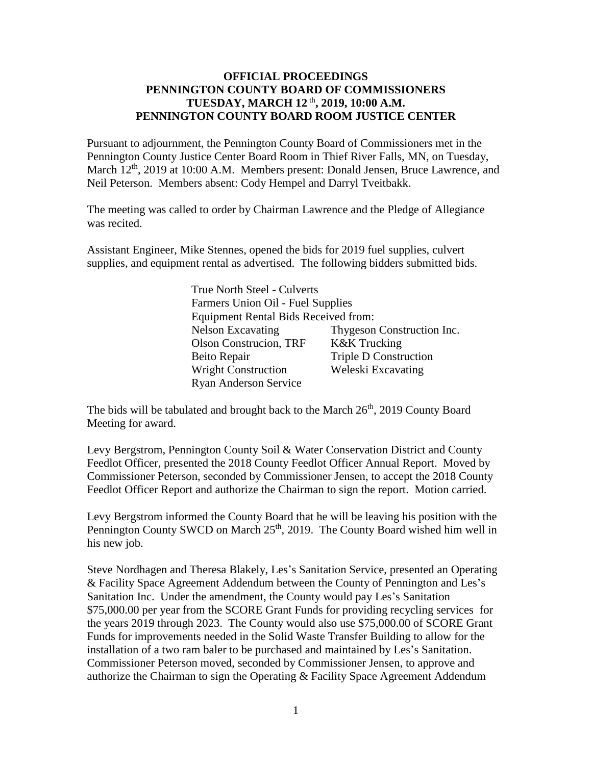**OFFICIAL PROCEEDINGS**
**PENNINGTON COUNTY BOARD OF COMMISSIONERS**
**TUESDAY, MARCH 12th, 2019, 10:00 A.M.**
**PENNINGTON COUNTY BOARD ROOM JUSTICE CENTER**

Pursuant to adjournment, the Pennington County Board of Commissioners met in the Pennington County Justice Center Board Room in Thief River Falls, MN, on Tuesday, March 12th, 2019 at 10:00 A.M. Members present: Donald Jensen, Bruce Lawrence, and Neil Peterson. Members absent: Cody Hempel and Darryl Tveitbakk.

The meeting was called to order by Chairman Lawrence and the Pledge of Allegiance was recited.

Assistant Engineer, Mike Stennes, opened the bids for 2019 fuel supplies, culvert supplies, and equipment rental as advertised. The following bidders submitted bids.

True North Steel - Culverts
Farmers Union Oil - Fuel Supplies
Equipment Rental Bids Received from:

| | |
|---|---|
| Nelson Excavating | Thygeson Construction Inc. |
| Olson Construcion, TRF | K&K Trucking |
| Beito Repair | Triple D Construction |
| Wright Construction | Weleski Excavating |
| Ryan Anderson Service | |

The bids will be tabulated and brought back to the March 26th, 2019 County Board Meeting for award.

Levy Bergstrom, Pennington County Soil & Water Conservation District and County Feedlot Officer, presented the 2018 County Feedlot Officer Annual Report. Moved by Commissioner Peterson, seconded by Commissioner Jensen, to accept the 2018 County Feedlot Officer Report and authorize the Chairman to sign the report. Motion carried.

Levy Bergstrom informed the County Board that he will be leaving his position with the Pennington County SWCD on March 25th, 2019. The County Board wished him well in his new job.

Steve Nordhagen and Theresa Blakely, Les's Sanitation Service, presented an Operating & Facility Space Agreement Addendum between the County of Pennington and Les's Sanitation Inc. Under the amendment, the County would pay Les's Sanitation $75,000.00 per year from the SCORE Grant Funds for providing recycling services for the years 2019 through 2023. The County would also use $75,000.00 of SCORE Grant Funds for improvements needed in the Solid Waste Transfer Building to allow for the installation of a two ram baler to be purchased and maintained by Les's Sanitation. Commissioner Peterson moved, seconded by Commissioner Jensen, to approve and authorize the Chairman to sign the Operating & Facility Space Agreement Addendum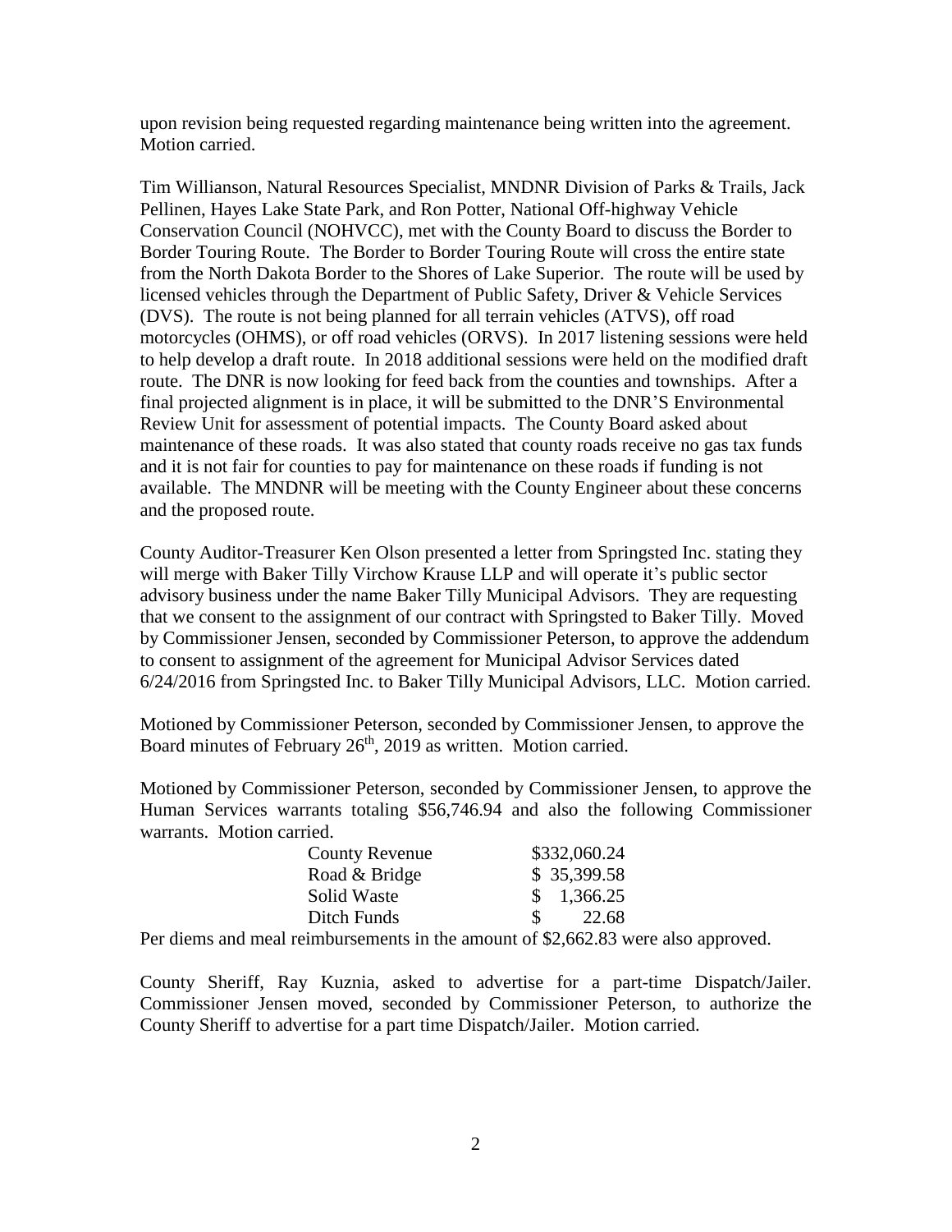upon revision being requested regarding maintenance being written into the agreement. Motion carried.

Tim Willianson, Natural Resources Specialist, MNDNR Division of Parks & Trails, Jack Pellinen, Hayes Lake State Park, and Ron Potter, National Off-highway Vehicle Conservation Council (NOHVCC), met with the County Board to discuss the Border to Border Touring Route. The Border to Border Touring Route will cross the entire state from the North Dakota Border to the Shores of Lake Superior. The route will be used by licensed vehicles through the Department of Public Safety, Driver & Vehicle Services (DVS). The route is not being planned for all terrain vehicles (ATVS), off road motorcycles (OHMS), or off road vehicles (ORVS). In 2017 listening sessions were held to help develop a draft route. In 2018 additional sessions were held on the modified draft route. The DNR is now looking for feed back from the counties and townships. After a final projected alignment is in place, it will be submitted to the DNR'S Environmental Review Unit for assessment of potential impacts. The County Board asked about maintenance of these roads. It was also stated that county roads receive no gas tax funds and it is not fair for counties to pay for maintenance on these roads if funding is not available. The MNDNR will be meeting with the County Engineer about these concerns and the proposed route.

County Auditor-Treasurer Ken Olson presented a letter from Springsted Inc. stating they will merge with Baker Tilly Virchow Krause LLP and will operate it's public sector advisory business under the name Baker Tilly Municipal Advisors. They are requesting that we consent to the assignment of our contract with Springsted to Baker Tilly. Moved by Commissioner Jensen, seconded by Commissioner Peterson, to approve the addendum to consent to assignment of the agreement for Municipal Advisor Services dated 6/24/2016 from Springsted Inc. to Baker Tilly Municipal Advisors, LLC. Motion carried.

Motioned by Commissioner Peterson, seconded by Commissioner Jensen, to approve the Board minutes of February 26th, 2019 as written. Motion carried.

Motioned by Commissioner Peterson, seconded by Commissioner Jensen, to approve the Human Services warrants totaling $56,746.94 and also the following Commissioner warrants. Motion carried.

| | |
|---|---|
| County Revenue | $332,060.24 |
| Road & Bridge | $ 35,399.58 |
| Solid Waste | $ 1,366.25 |
| Ditch Funds | $ 22.68 |

Per diems and meal reimbursements in the amount of $2,662.83 were also approved.

County Sheriff, Ray Kuznia, asked to advertise for a part-time Dispatch/Jailer. Commissioner Jensen moved, seconded by Commissioner Peterson, to authorize the County Sheriff to advertise for a part time Dispatch/Jailer. Motion carried.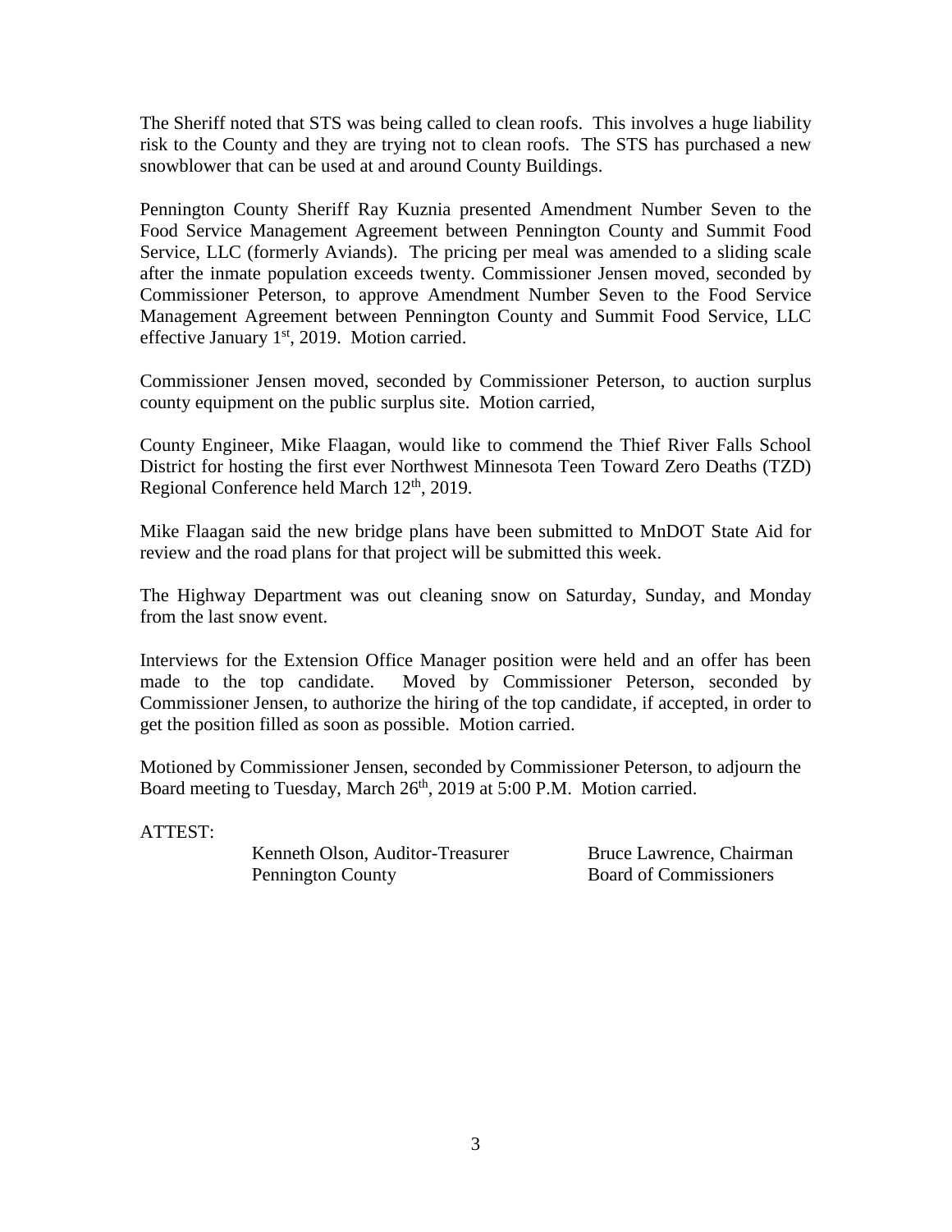The Sheriff noted that STS was being called to clean roofs. This involves a huge liability risk to the County and they are trying not to clean roofs. The STS has purchased a new snowblower that can be used at and around County Buildings.

Pennington County Sheriff Ray Kuznia presented Amendment Number Seven to the Food Service Management Agreement between Pennington County and Summit Food Service, LLC (formerly Aviands). The pricing per meal was amended to a sliding scale after the inmate population exceeds twenty. Commissioner Jensen moved, seconded by Commissioner Peterson, to approve Amendment Number Seven to the Food Service Management Agreement between Pennington County and Summit Food Service, LLC effective January 1st, 2019. Motion carried.

Commissioner Jensen moved, seconded by Commissioner Peterson, to auction surplus county equipment on the public surplus site. Motion carried,

County Engineer, Mike Flaagan, would like to commend the Thief River Falls School District for hosting the first ever Northwest Minnesota Teen Toward Zero Deaths (TZD) Regional Conference held March 12th, 2019.

Mike Flaagan said the new bridge plans have been submitted to MnDOT State Aid for review and the road plans for that project will be submitted this week.

The Highway Department was out cleaning snow on Saturday, Sunday, and Monday from the last snow event.

Interviews for the Extension Office Manager position were held and an offer has been made to the top candidate. Moved by Commissioner Peterson, seconded by Commissioner Jensen, to authorize the hiring of the top candidate, if accepted, in order to get the position filled as soon as possible. Motion carried.

Motioned by Commissioner Jensen, seconded by Commissioner Peterson, to adjourn the Board meeting to Tuesday, March 26th, 2019 at 5:00 P.M. Motion carried.

ATTEST:

Kenneth Olson, Auditor-Treasurer
Pennington County

Bruce Lawrence, Chairman
Board of Commissioners